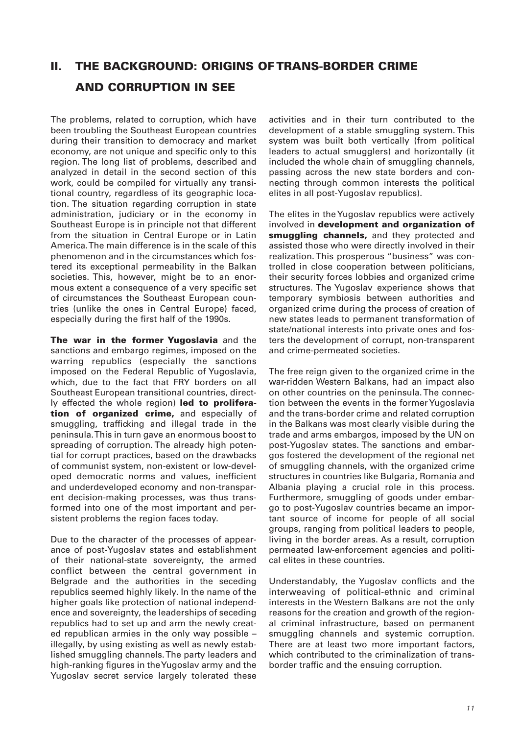## II. THE BACKGROUND: ORIGINS OF TRANS-BORDER CRIME AND CORRUPTION IN SEE

The problems, related to corruption, which have been troubling the Southeast European countries during their transition to democracy and market economy, are not unique and specific only to this region. The long list of problems, described and analyzed in detail in the second section of this work, could be compiled for virtually any transitional country, regardless of its geographic location. The situation regarding corruption in state administration, judiciary or in the economy in Southeast Europe is in principle not that different from the situation in Central Europe or in Latin America. The main difference is in the scale of this phenomenon and in the circumstances which fostered its exceptional permeability in the Balkan societies. This, however, might be to an enormous extent a consequence of a very specific set of circumstances the Southeast European countries (unlike the ones in Central Europe) faced, especially during the first half of the 1990s.

**The war in the former Yugoslavia** and the sanctions and embargo regimes, imposed on the warring republics (especially the sanctions imposed on the Federal Republic of Yugoslavia, which, due to the fact that FRY borders on all Southeast European transitional countries, directly effected the whole region) **led to proliferation of organized crime,** and especially of smuggling, trafficking and illegal trade in the peninsula. This in turn gave an enormous boost to spreading of corruption. The already high potential for corrupt practices, based on the drawbacks of communist system, non-existent or low-developed democratic norms and values, inefficient and underdeveloped economy and non-transparent decision-making processes, was thus transformed into one of the most important and persistent problems the region faces today.

Due to the character of the processes of appearance of post-Yugoslav states and establishment of their national-state sovereignty, the armed conflict between the central government in Belgrade and the authorities in the seceding republics seemed highly likely. In the name of the higher goals like protection of national independence and sovereignty, the leaderships of seceding republics had to set up and arm the newly created republican armies in the only way possible – illegally, by using existing as well as newly established smuggling channels. The party leaders and high-ranking figures in the Yugoslav army and the Yugoslav secret service largely tolerated these activities and in their turn contributed to the development of a stable smuggling system. This system was built both vertically (from political leaders to actual smugglers) and horizontally (it included the whole chain of smuggling channels, passing across the new state borders and connecting through common interests the political elites in all post-Yugoslav republics).

The elites in the Yugoslav republics were actively involved in **development and organization of smuggling channels,** and they protected and assisted those who were directly involved in their realization. This prosperous "business" was controlled in close cooperation between politicians, their security forces lobbies and organized crime structures. The Yugoslav experience shows that temporary symbiosis between authorities and organized crime during the process of creation of new states leads to permanent transformation of state/national interests into private ones and fosters the development of corrupt, non-transparent and crime-permeated societies.

The free reign given to the organized crime in the war-ridden Western Balkans, had an impact also on other countries on the peninsula. The connection between the events in the former Yugoslavia and the trans-border crime and related corruption in the Balkans was most clearly visible during the trade and arms embargos, imposed by the UN on post-Yugoslav states. The sanctions and embargos fostered the development of the regional net of smuggling channels, with the organized crime structures in countries like Bulgaria, Romania and Albania playing a crucial role in this process. Furthermore, smuggling of goods under embargo to post-Yugoslav countries became an important source of income for people of all social groups, ranging from political leaders to people, living in the border areas. As a result, corruption permeated law-enforcement agencies and political elites in these countries.

Understandably, the Yugoslav conflicts and the interweaving of political-ethnic and criminal interests in the Western Balkans are not the only reasons for the creation and growth of the regional criminal infrastructure, based on permanent smuggling channels and systemic corruption. There are at least two more important factors, which contributed to the criminalization of trans-border traffic and the ensuing corruption.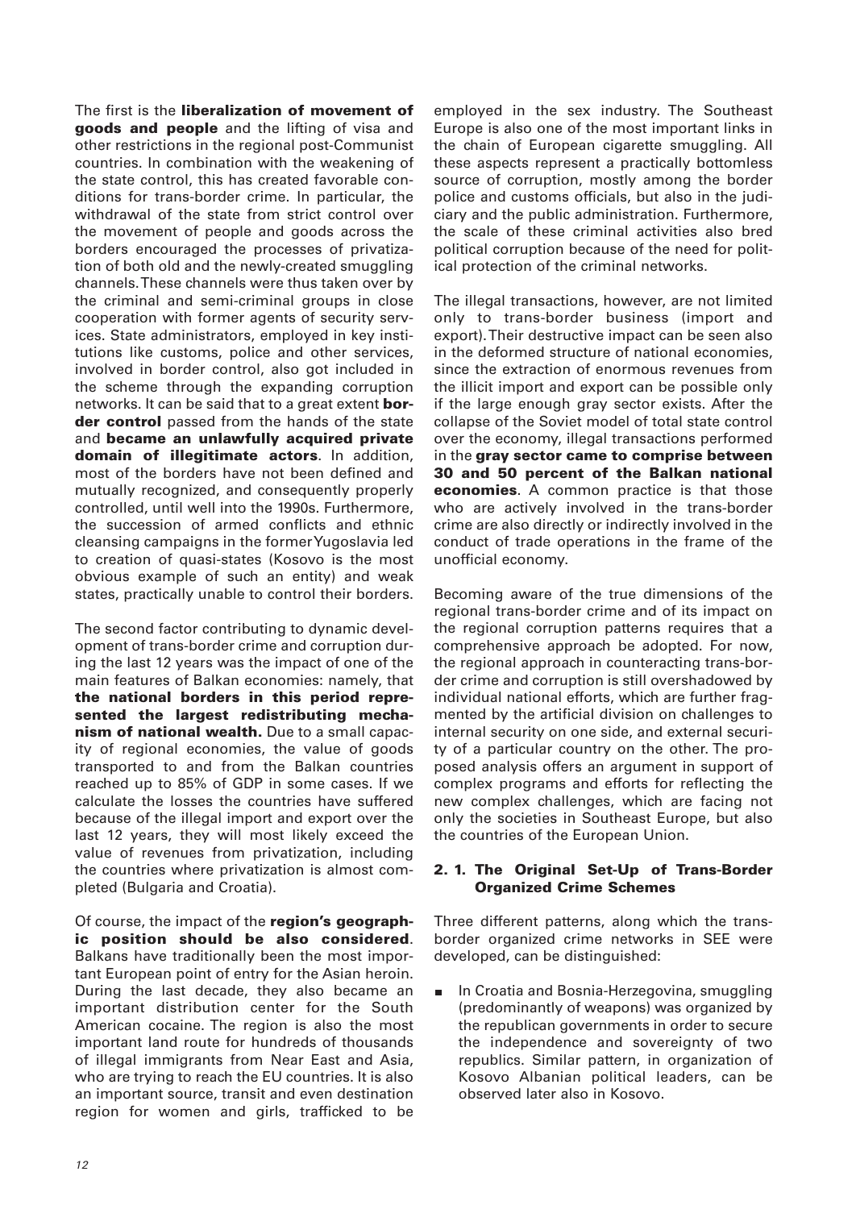The first is the **liberalization of movement of goods and people** and the lifting of visa and other restrictions in the regional post-Communist countries. In combination with the weakening of the state control, this has created favorable conditions for trans-border crime. In particular, the withdrawal of the state from strict control over the movement of people and goods across the borders encouraged the processes of privatization of both old and the newly-created smuggling channels. These channels were thus taken over by the criminal and semi-criminal groups in close cooperation with former agents of security services. State administrators, employed in key institutions like customs, police and other services, involved in border control, also got included in the scheme through the expanding corruption networks. It can be said that to a great extent **border control** passed from the hands of the state and **became an unlawfully acquired private domain of illegitimate actors**. In addition, most of the borders have not been defined and mutually recognized, and consequently properly controlled, until well into the 1990s. Furthermore, the succession of armed conflicts and ethnic cleansing campaigns in the former Yugoslavia led to creation of quasi-states (Kosovo is the most obvious example of such an entity) and weak states, practically unable to control their borders.

The second factor contributing to dynamic development of trans-border crime and corruption during the last 12 years was the impact of one of the main features of Balkan economies: namely, that **the national borders in this period represented the largest redistributing mechanism of national wealth.** Due to a small capacity of regional economies, the value of goods transported to and from the Balkan countries reached up to 85% of GDP in some cases. If we calculate the losses the countries have suffered because of the illegal import and export over the last 12 years, they will most likely exceed the value of revenues from privatization, including the countries where privatization is almost completed (Bulgaria and Croatia).

Of course, the impact of the **region's geographic position should be also considered**. Balkans have traditionally been the most important European point of entry for the Asian heroin. During the last decade, they also became an important distribution center for the South American cocaine. The region is also the most important land route for hundreds of thousands of illegal immigrants from Near East and Asia, who are trying to reach the EU countries. It is also an important source, transit and even destination region for women and girls, trafficked to be employed in the sex industry. The Southeast Europe is also one of the most important links in the chain of European cigarette smuggling. All these aspects represent a practically bottomless source of corruption, mostly among the border police and customs officials, but also in the judiciary and the public administration. Furthermore, the scale of these criminal activities also bred political corruption because of the need for political protection of the criminal networks.

The illegal transactions, however, are not limited only to trans-border business (import and export). Their destructive impact can be seen also in the deformed structure of national economies, since the extraction of enormous revenues from the illicit import and export can be possible only if the large enough gray sector exists. After the collapse of the Soviet model of total state control over the economy, illegal transactions performed in the **gray sector came to comprise between 30 and 50 percent of the Balkan national economies**. A common practice is that those who are actively involved in the trans-border crime are also directly or indirectly involved in the conduct of trade operations in the frame of the unofficial economy.

Becoming aware of the true dimensions of the regional trans-border crime and of its impact on the regional corruption patterns requires that a comprehensive approach be adopted. For now, the regional approach in counteracting trans-border crime and corruption is still overshadowed by individual national efforts, which are further fragmented by the artificial division on challenges to internal security on one side, and external security of a particular country on the other. The proposed analysis offers an argument in support of complex programs and efforts for reflecting the new complex challenges, which are facing not only the societies in Southeast Europe, but also the countries of the European Union.

### 2. 1. The Original Set-Up of Trans-Border Organized Crime Schemes

Three different patterns, along which the trans-border organized crime networks in SEE were developed, can be distinguished:

- In Croatia and Bosnia-Herzegovina, smuggling (predominantly of weapons) was organized by the republican governments in order to secure the independence and sovereignty of two republics. Similar pattern, in organization of Kosovo Albanian political leaders, can be observed later also in Kosovo.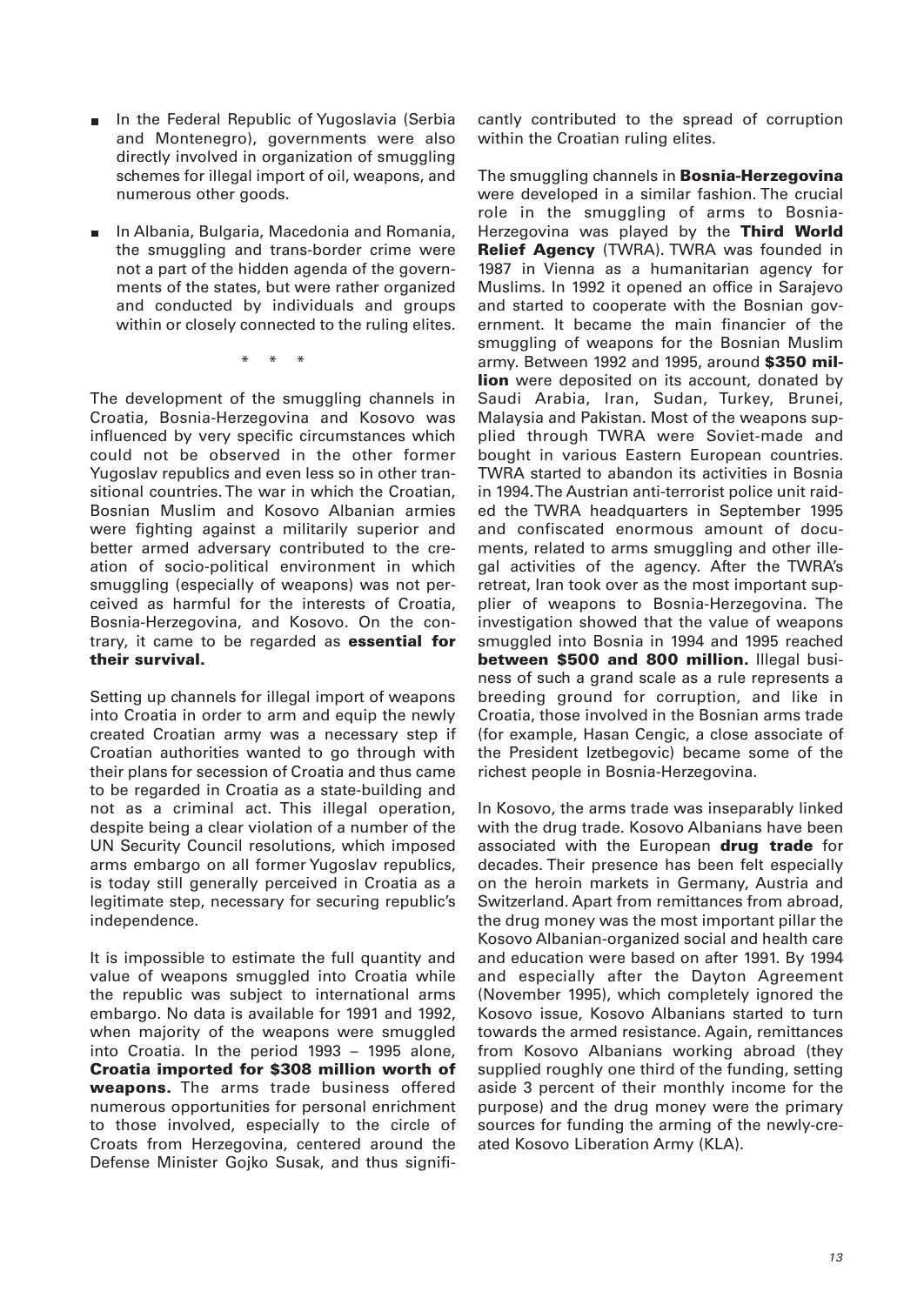- In the Federal Republic of Yugoslavia (Serbia and Montenegro), governments were also directly involved in organization of smuggling schemes for illegal import of oil, weapons, and numerous other goods.
- In Albania, Bulgaria, Macedonia and Romania, the smuggling and trans-border crime were not a part of the hidden agenda of the governments of the states, but were rather organized and conducted by individuals and groups within or closely connected to the ruling elites.

\* \* \*

The development of the smuggling channels in Croatia, Bosnia-Herzegovina and Kosovo was influenced by very specific circumstances which could not be observed in the other former Yugoslav republics and even less so in other transitional countries. The war in which the Croatian, Bosnian Muslim and Kosovo Albanian armies were fighting against a militarily superior and better armed adversary contributed to the creation of socio-political environment in which smuggling (especially of weapons) was not perceived as harmful for the interests of Croatia, Bosnia-Herzegovina, and Kosovo. On the contrary, it came to be regarded as **essential for their survival.**

Setting up channels for illegal import of weapons into Croatia in order to arm and equip the newly created Croatian army was a necessary step if Croatian authorities wanted to go through with their plans for secession of Croatia and thus came to be regarded in Croatia as a state-building and not as a criminal act. This illegal operation, despite being a clear violation of a number of the UN Security Council resolutions, which imposed arms embargo on all former Yugoslav republics, is today still generally perceived in Croatia as a legitimate step, necessary for securing republic's independence.

It is impossible to estimate the full quantity and value of weapons smuggled into Croatia while the republic was subject to international arms embargo. No data is available for 1991 and 1992, when majority of the weapons were smuggled into Croatia. In the period 1993 – 1995 alone, **Croatia imported for $308 million worth of weapons.** The arms trade business offered numerous opportunities for personal enrichment to those involved, especially to the circle of Croats from Herzegovina, centered around the Defense Minister Gojko Susak, and thus significantly contributed to the spread of corruption within the Croatian ruling elites.

The smuggling channels in **Bosnia-Herzegovina** were developed in a similar fashion. The crucial role in the smuggling of arms to Bosnia-Herzegovina was played by the **Third World Relief Agency** (TWRA). TWRA was founded in 1987 in Vienna as a humanitarian agency for Muslims. In 1992 it opened an office in Sarajevo and started to cooperate with the Bosnian government. It became the main financier of the smuggling of weapons for the Bosnian Muslim army. Between 1992 and 1995, around **$350 million** were deposited on its account, donated by Saudi Arabia, Iran, Sudan, Turkey, Brunei, Malaysia and Pakistan. Most of the weapons supplied through TWRA were Soviet-made and bought in various Eastern European countries. TWRA started to abandon its activities in Bosnia in 1994. The Austrian anti-terrorist police unit raided the TWRA headquarters in September 1995 and confiscated enormous amount of documents, related to arms smuggling and other illegal activities of the agency. After the TWRA's retreat, Iran took over as the most important supplier of weapons to Bosnia-Herzegovina. The investigation showed that the value of weapons smuggled into Bosnia in 1994 and 1995 reached **between $500 and 800 million.** Illegal business of such a grand scale as a rule represents a breeding ground for corruption, and like in Croatia, those involved in the Bosnian arms trade (for example, Hasan Cengic, a close associate of the President Izetbegovic) became some of the richest people in Bosnia-Herzegovina.

In Kosovo, the arms trade was inseparably linked with the drug trade. Kosovo Albanians have been associated with the European **drug trade** for decades. Their presence has been felt especially on the heroin markets in Germany, Austria and Switzerland. Apart from remittances from abroad, the drug money was the most important pillar the Kosovo Albanian-organized social and health care and education were based on after 1991. By 1994 and especially after the Dayton Agreement (November 1995), which completely ignored the Kosovo issue, Kosovo Albanians started to turn towards the armed resistance. Again, remittances from Kosovo Albanians working abroad (they supplied roughly one third of the funding, setting aside 3 percent of their monthly income for the purpose) and the drug money were the primary sources for funding the arming of the newly-created Kosovo Liberation Army (KLA).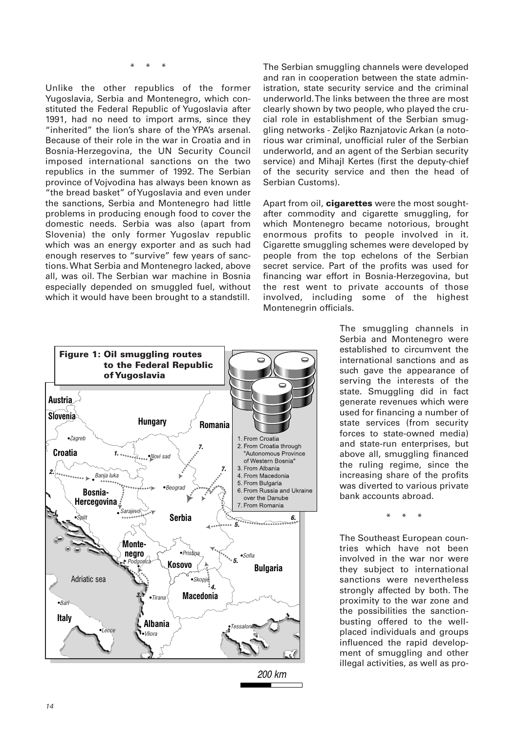\* \* \*

Unlike the other republics of the former Yugoslavia, Serbia and Montenegro, which constituted the Federal Republic of Yugoslavia after 1991, had no need to import arms, since they "inherited" the lion's share of the YPA's arsenal. Because of their role in the war in Croatia and in Bosnia-Herzegovina, the UN Security Council imposed international sanctions on the two republics in the summer of 1992. The Serbian province of Vojvodina has always been known as "the bread basket" of Yugoslavia and even under the sanctions, Serbia and Montenegro had little problems in producing enough food to cover the domestic needs. Serbia was also (apart from Slovenia) the only former Yugoslav republic which was an energy exporter and as such had enough reserves to "survive" few years of sanctions. What Serbia and Montenegro lacked, above all, was oil. The Serbian war machine in Bosnia especially depended on smuggled fuel, without which it would have been brought to a standstill.

The Serbian smuggling channels were developed and ran in cooperation between the state administration, state security service and the criminal underworld. The links between the three are most clearly shown by two people, who played the crucial role in establishment of the Serbian smuggling networks - Zeljko Raznjatovic Arkan (a notorious war criminal, unofficial ruler of the Serbian underworld, and an agent of the Serbian security service) and Mihajl Kertes (first the deputy-chief of the security service and then the head of Serbian Customs).

Apart from oil, **cigarettes** were the most sought-after commodity and cigarette smuggling, for which Montenegro became notorious, brought enormous profits to people involved in it. Cigarette smuggling schemes were developed by people from the top echelons of the Serbian secret service. Part of the profits was used for financing war effort in Bosnia-Herzegovina, but the rest went to private accounts of those involved, including some of the highest Montenegrin officials.

**Figure 1: Oil smuggling routes to the Federal Republic of Yugoslavia**

1. From Croatia
2. From Croatia through "Autonomous Province of Western Bosnia"
3. From Albania
4. From Macedonia
5. From Bulgaria
6. From Russia and Ukraine over the Danube
7. From Romania

The smuggling channels in Serbia and Montenegro were established to circumvent the international sanctions and as such gave the appearance of serving the interests of the state. Smuggling did in fact generate revenues which were used for financing a number of state services (from security forces to state-owned media) and state-run enterprises, but above all, smuggling financed the ruling regime, since the increasing share of the profits was diverted to various private bank accounts abroad.

\* \* \*

The Southeast European countries which have not been involved in the war nor were they subject to international sanctions were nevertheless strongly affected by both. The proximity to the war zone and the possibilities the sanction-busting offered to the well-placed individuals and groups influenced the rapid development of smuggling and other illegal activities, as well as pro-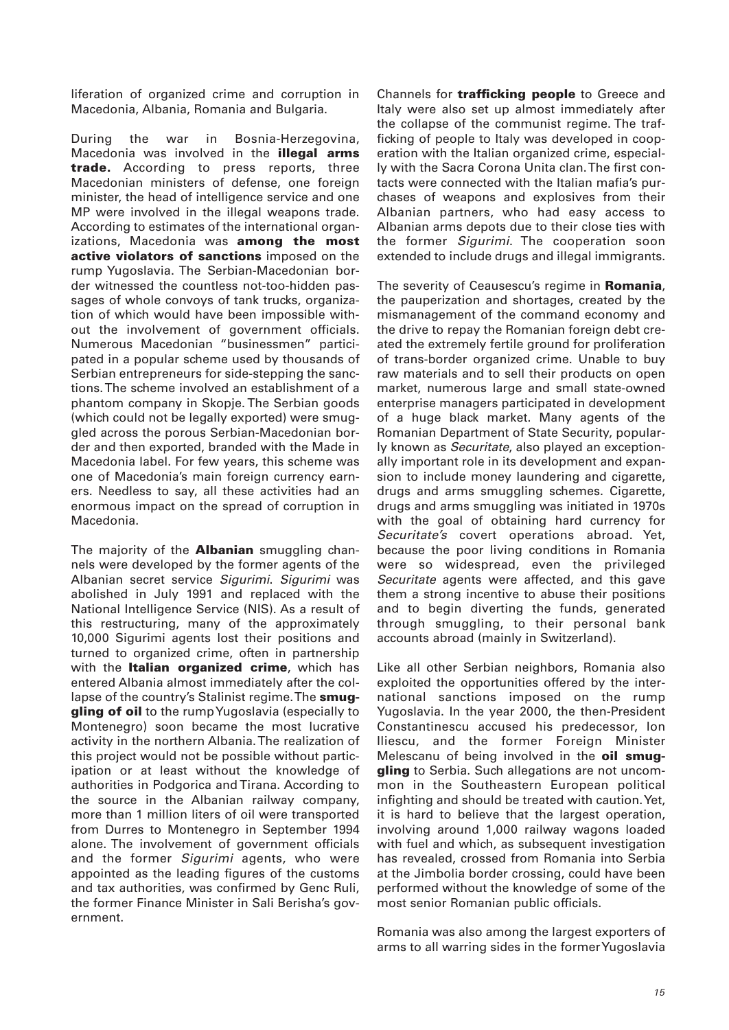liferation of organized crime and corruption in Macedonia, Albania, Romania and Bulgaria.

During the war in Bosnia-Herzegovina, Macedonia was involved in the **illegal arms trade.** According to press reports, three Macedonian ministers of defense, one foreign minister, the head of intelligence service and one MP were involved in the illegal weapons trade. According to estimates of the international organizations, Macedonia was **among the most active violators of sanctions** imposed on the rump Yugoslavia. The Serbian-Macedonian border witnessed the countless not-too-hidden passages of whole convoys of tank trucks, organization of which would have been impossible without the involvement of government officials. Numerous Macedonian "businessmen" participated in a popular scheme used by thousands of Serbian entrepreneurs for side-stepping the sanctions. The scheme involved an establishment of a phantom company in Skopje. The Serbian goods (which could not be legally exported) were smuggled across the porous Serbian-Macedonian border and then exported, branded with the Made in Macedonia label. For few years, this scheme was one of Macedonia's main foreign currency earners. Needless to say, all these activities had an enormous impact on the spread of corruption in Macedonia.

The majority of the **Albanian** smuggling channels were developed by the former agents of the Albanian secret service *Sigurimi*. *Sigurimi* was abolished in July 1991 and replaced with the National Intelligence Service (NIS). As a result of this restructuring, many of the approximately 10,000 Sigurimi agents lost their positions and turned to organized crime, often in partnership with the **Italian organized crime**, which has entered Albania almost immediately after the collapse of the country's Stalinist regime. The **smuggling of oil** to the rump Yugoslavia (especially to Montenegro) soon became the most lucrative activity in the northern Albania. The realization of this project would not be possible without participation or at least without the knowledge of authorities in Podgorica and Tirana. According to the source in the Albanian railway company, more than 1 million liters of oil were transported from Durres to Montenegro in September 1994 alone. The involvement of government officials and the former *Sigurimi* agents, who were appointed as the leading figures of the customs and tax authorities, was confirmed by Genc Ruli, the former Finance Minister in Sali Berisha's government.

Channels for **trafficking people** to Greece and Italy were also set up almost immediately after the collapse of the communist regime. The trafficking of people to Italy was developed in cooperation with the Italian organized crime, especially with the Sacra Corona Unita clan. The first contacts were connected with the Italian mafia's purchases of weapons and explosives from their Albanian partners, who had easy access to Albanian arms depots due to their close ties with the former *Sigurimi*. The cooperation soon extended to include drugs and illegal immigrants.

The severity of Ceausescu's regime in **Romania**, the pauperization and shortages, created by the mismanagement of the command economy and the drive to repay the Romanian foreign debt created the extremely fertile ground for proliferation of trans-border organized crime. Unable to buy raw materials and to sell their products on open market, numerous large and small state-owned enterprise managers participated in development of a huge black market. Many agents of the Romanian Department of State Security, popularly known as *Securitate*, also played an exceptionally important role in its development and expansion to include money laundering and cigarette, drugs and arms smuggling schemes. Cigarette, drugs and arms smuggling was initiated in 1970s with the goal of obtaining hard currency for *Securitate's* covert operations abroad. Yet, because the poor living conditions in Romania were so widespread, even the privileged *Securitate* agents were affected, and this gave them a strong incentive to abuse their positions and to begin diverting the funds, generated through smuggling, to their personal bank accounts abroad (mainly in Switzerland).

Like all other Serbian neighbors, Romania also exploited the opportunities offered by the international sanctions imposed on the rump Yugoslavia. In the year 2000, the then-President Constantinescu accused his predecessor, Ion Iliescu, and the former Foreign Minister Melescanu of being involved in the **oil smuggling** to Serbia. Such allegations are not uncommon in the Southeastern European political infighting and should be treated with caution. Yet, it is hard to believe that the largest operation, involving around 1,000 railway wagons loaded with fuel and which, as subsequent investigation has revealed, crossed from Romania into Serbia at the Jimbolia border crossing, could have been performed without the knowledge of some of the most senior Romanian public officials.

Romania was also among the largest exporters of arms to all warring sides in the former Yugoslavia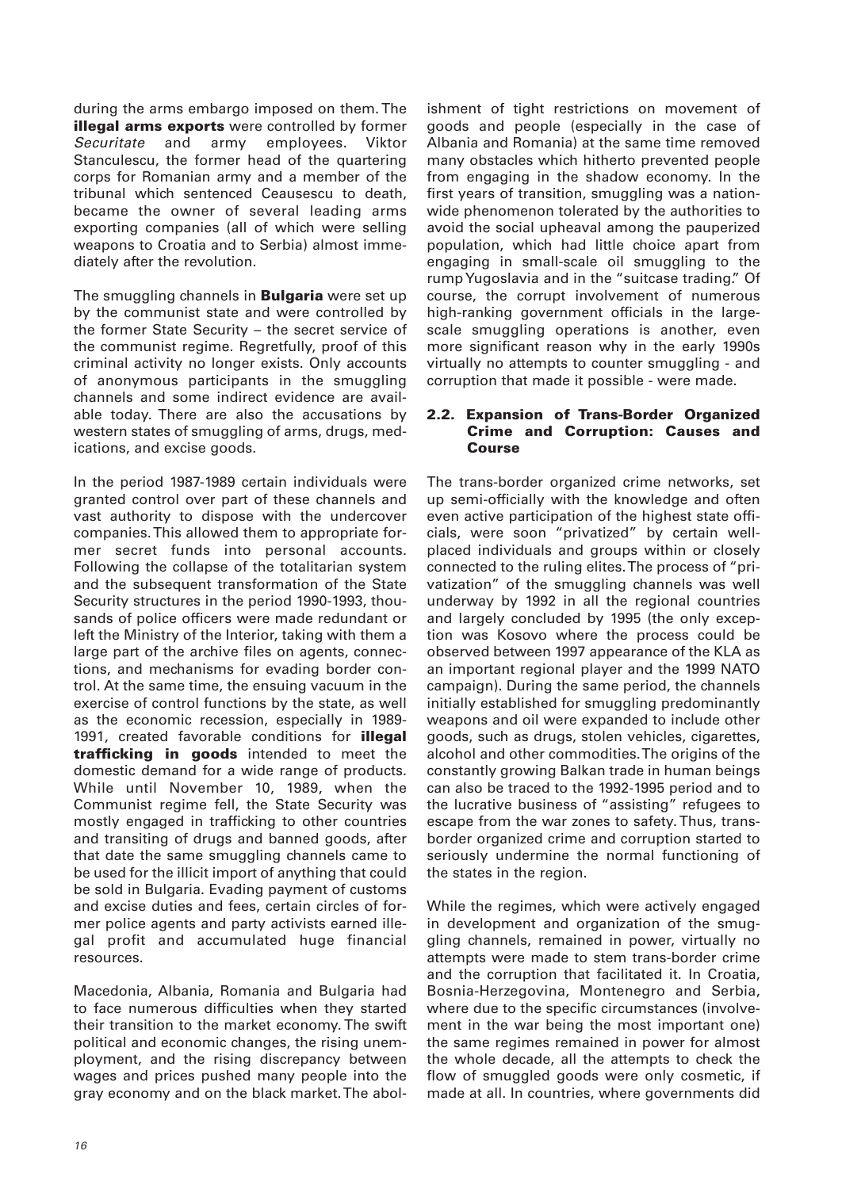during the arms embargo imposed on them. The **illegal arms exports** were controlled by former *Securitate* and army employees. Viktor Stanculescu, the former head of the quartering corps for Romanian army and a member of the tribunal which sentenced Ceausescu to death, became the owner of several leading arms exporting companies (all of which were selling weapons to Croatia and to Serbia) almost immediately after the revolution.

The smuggling channels in **Bulgaria** were set up by the communist state and were controlled by the former State Security – the secret service of the communist regime. Regretfully, proof of this criminal activity no longer exists. Only accounts of anonymous participants in the smuggling channels and some indirect evidence are available today. There are also the accusations by western states of smuggling of arms, drugs, medications, and excise goods.

In the period 1987-1989 certain individuals were granted control over part of these channels and vast authority to dispose with the undercover companies. This allowed them to appropriate former secret funds into personal accounts. Following the collapse of the totalitarian system and the subsequent transformation of the State Security structures in the period 1990-1993, thousands of police officers were made redundant or left the Ministry of the Interior, taking with them a large part of the archive files on agents, connections, and mechanisms for evading border control. At the same time, the ensuing vacuum in the exercise of control functions by the state, as well as the economic recession, especially in 1989-1991, created favorable conditions for **illegal trafficking in goods** intended to meet the domestic demand for a wide range of products. While until November 10, 1989, when the Communist regime fell, the State Security was mostly engaged in trafficking to other countries and transiting of drugs and banned goods, after that date the same smuggling channels came to be used for the illicit import of anything that could be sold in Bulgaria. Evading payment of customs and excise duties and fees, certain circles of former police agents and party activists earned illegal profit and accumulated huge financial resources.

Macedonia, Albania, Romania and Bulgaria had to face numerous difficulties when they started their transition to the market economy. The swift political and economic changes, the rising unemployment, and the rising discrepancy between wages and prices pushed many people into the gray economy and on the black market. The abolishment of tight restrictions on movement of goods and people (especially in the case of Albania and Romania) at the same time removed many obstacles which hitherto prevented people from engaging in the shadow economy. In the first years of transition, smuggling was a nationwide phenomenon tolerated by the authorities to avoid the social upheaval among the pauperized population, which had little choice apart from engaging in small-scale oil smuggling to the rump Yugoslavia and in the "suitcase trading." Of course, the corrupt involvement of numerous high-ranking government officials in the large-scale smuggling operations is another, even more significant reason why in the early 1990s virtually no attempts to counter smuggling - and corruption that made it possible - were made.

### 2.2. Expansion of Trans-Border Organized Crime and Corruption: Causes and Course

The trans-border organized crime networks, set up semi-officially with the knowledge and often even active participation of the highest state officials, were soon "privatized" by certain well-placed individuals and groups within or closely connected to the ruling elites. The process of "privatization" of the smuggling channels was well underway by 1992 in all the regional countries and largely concluded by 1995 (the only exception was Kosovo where the process could be observed between 1997 appearance of the KLA as an important regional player and the 1999 NATO campaign). During the same period, the channels initially established for smuggling predominantly weapons and oil were expanded to include other goods, such as drugs, stolen vehicles, cigarettes, alcohol and other commodities. The origins of the constantly growing Balkan trade in human beings can also be traced to the 1992-1995 period and to the lucrative business of "assisting" refugees to escape from the war zones to safety. Thus, trans-border organized crime and corruption started to seriously undermine the normal functioning of the states in the region.

While the regimes, which were actively engaged in development and organization of the smuggling channels, remained in power, virtually no attempts were made to stem trans-border crime and the corruption that facilitated it. In Croatia, Bosnia-Herzegovina, Montenegro and Serbia, where due to the specific circumstances (involvement in the war being the most important one) the same regimes remained in power for almost the whole decade, all the attempts to check the flow of smuggled goods were only cosmetic, if made at all. In countries, where governments did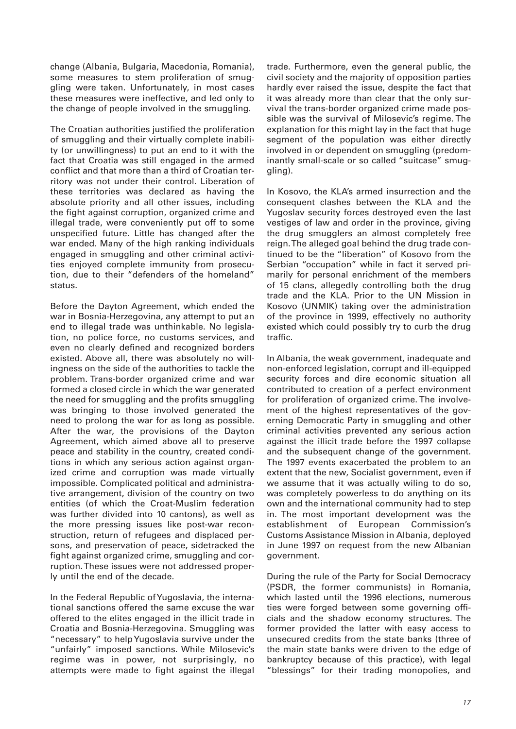change (Albania, Bulgaria, Macedonia, Romania), some measures to stem proliferation of smuggling were taken. Unfortunately, in most cases these measures were ineffective, and led only to the change of people involved in the smuggling.

The Croatian authorities justified the proliferation of smuggling and their virtually complete inability (or unwillingness) to put an end to it with the fact that Croatia was still engaged in the armed conflict and that more than a third of Croatian territory was not under their control. Liberation of these territories was declared as having the absolute priority and all other issues, including the fight against corruption, organized crime and illegal trade, were conveniently put off to some unspecified future. Little has changed after the war ended. Many of the high ranking individuals engaged in smuggling and other criminal activities enjoyed complete immunity from prosecution, due to their "defenders of the homeland" status.

Before the Dayton Agreement, which ended the war in Bosnia-Herzegovina, any attempt to put an end to illegal trade was unthinkable. No legislation, no police force, no customs services, and even no clearly defined and recognized borders existed. Above all, there was absolutely no willingness on the side of the authorities to tackle the problem. Trans-border organized crime and war formed a closed circle in which the war generated the need for smuggling and the profits smuggling was bringing to those involved generated the need to prolong the war for as long as possible. After the war, the provisions of the Dayton Agreement, which aimed above all to preserve peace and stability in the country, created conditions in which any serious action against organized crime and corruption was made virtually impossible. Complicated political and administrative arrangement, division of the country on two entities (of which the Croat-Muslim federation was further divided into 10 cantons), as well as the more pressing issues like post-war reconstruction, return of refugees and displaced persons, and preservation of peace, sidetracked the fight against organized crime, smuggling and corruption. These issues were not addressed properly until the end of the decade.

In the Federal Republic of Yugoslavia, the international sanctions offered the same excuse the war offered to the elites engaged in the illicit trade in Croatia and Bosnia-Herzegovina. Smuggling was "necessary" to help Yugoslavia survive under the "unfairly" imposed sanctions. While Milosevic's regime was in power, not surprisingly, no attempts were made to fight against the illegal trade. Furthermore, even the general public, the civil society and the majority of opposition parties hardly ever raised the issue, despite the fact that it was already more than clear that the only survival the trans-border organized crime made possible was the survival of Milosevic's regime. The explanation for this might lay in the fact that huge segment of the population was either directly involved in or dependent on smuggling (predominantly small-scale or so called "suitcase" smuggling).

In Kosovo, the KLA's armed insurrection and the consequent clashes between the KLA and the Yugoslav security forces destroyed even the last vestiges of law and order in the province, giving the drug smugglers an almost completely free reign. The alleged goal behind the drug trade continued to be the "liberation" of Kosovo from the Serbian "occupation" while in fact it served primarily for personal enrichment of the members of 15 clans, allegedly controlling both the drug trade and the KLA. Prior to the UN Mission in Kosovo (UNMIK) taking over the administration of the province in 1999, effectively no authority existed which could possibly try to curb the drug traffic.

In Albania, the weak government, inadequate and non-enforced legislation, corrupt and ill-equipped security forces and dire economic situation all contributed to creation of a perfect environment for proliferation of organized crime. The involvement of the highest representatives of the governing Democratic Party in smuggling and other criminal activities prevented any serious action against the illicit trade before the 1997 collapse and the subsequent change of the government. The 1997 events exacerbated the problem to an extent that the new, Socialist government, even if we assume that it was actually wiling to do so, was completely powerless to do anything on its own and the international community had to step in. The most important development was the establishment of European Commission's Customs Assistance Mission in Albania, deployed in June 1997 on request from the new Albanian government.

During the rule of the Party for Social Democracy (PSDR, the former communists) in Romania, which lasted until the 1996 elections, numerous ties were forged between some governing officials and the shadow economy structures. The former provided the latter with easy access to unsecured credits from the state banks (three of the main state banks were driven to the edge of bankruptcy because of this practice), with legal "blessings" for their trading monopolies, and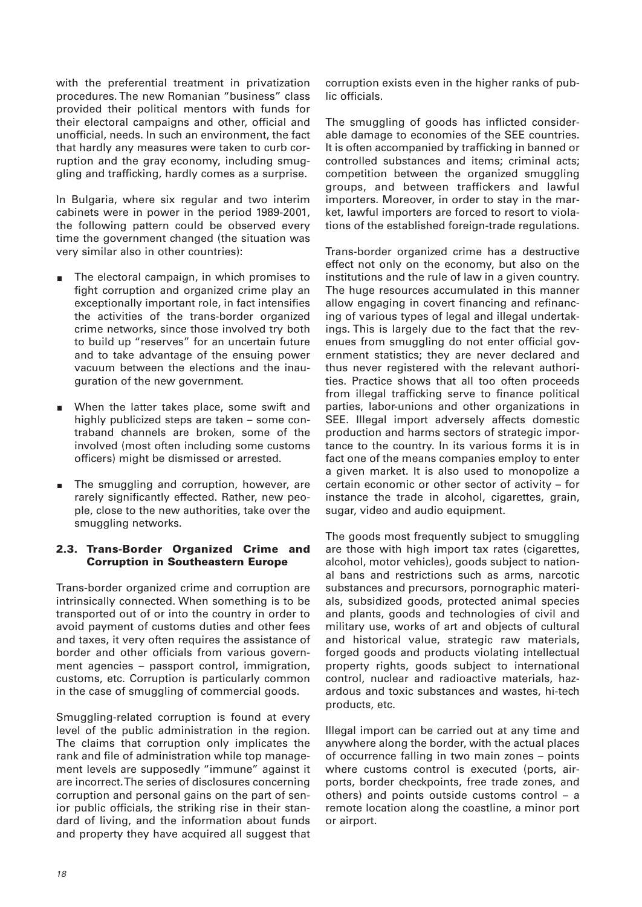with the preferential treatment in privatization procedures. The new Romanian "business" class provided their political mentors with funds for their electoral campaigns and other, official and unofficial, needs. In such an environment, the fact that hardly any measures were taken to curb corruption and the gray economy, including smuggling and trafficking, hardly comes as a surprise.

In Bulgaria, where six regular and two interim cabinets were in power in the period 1989-2001, the following pattern could be observed every time the government changed (the situation was very similar also in other countries):

- The electoral campaign, in which promises to fight corruption and organized crime play an exceptionally important role, in fact intensifies the activities of the trans-border organized crime networks, since those involved try both to build up "reserves" for an uncertain future and to take advantage of the ensuing power vacuum between the elections and the inauguration of the new government.
- When the latter takes place, some swift and highly publicized steps are taken – some contraband channels are broken, some of the involved (most often including some customs officers) might be dismissed or arrested.
- The smuggling and corruption, however, are rarely significantly effected. Rather, new people, close to the new authorities, take over the smuggling networks.

### 2.3. Trans-Border Organized Crime and Corruption in Southeastern Europe

Trans-border organized crime and corruption are intrinsically connected. When something is to be transported out of or into the country in order to avoid payment of customs duties and other fees and taxes, it very often requires the assistance of border and other officials from various government agencies – passport control, immigration, customs, etc. Corruption is particularly common in the case of smuggling of commercial goods.

Smuggling-related corruption is found at every level of the public administration in the region. The claims that corruption only implicates the rank and file of administration while top management levels are supposedly "immune" against it are incorrect. The series of disclosures concerning corruption and personal gains on the part of senior public officials, the striking rise in their standard of living, and the information about funds and property they have acquired all suggest that corruption exists even in the higher ranks of public officials.

The smuggling of goods has inflicted considerable damage to economies of the SEE countries. It is often accompanied by trafficking in banned or controlled substances and items; criminal acts; competition between the organized smuggling groups, and between traffickers and lawful importers. Moreover, in order to stay in the market, lawful importers are forced to resort to violations of the established foreign-trade regulations.

Trans-border organized crime has a destructive effect not only on the economy, but also on the institutions and the rule of law in a given country. The huge resources accumulated in this manner allow engaging in covert financing and refinancing of various types of legal and illegal undertakings. This is largely due to the fact that the revenues from smuggling do not enter official government statistics; they are never declared and thus never registered with the relevant authorities. Practice shows that all too often proceeds from illegal trafficking serve to finance political parties, labor-unions and other organizations in SEE. Illegal import adversely affects domestic production and harms sectors of strategic importance to the country. In its various forms it is in fact one of the means companies employ to enter a given market. It is also used to monopolize a certain economic or other sector of activity – for instance the trade in alcohol, cigarettes, grain, sugar, video and audio equipment.

The goods most frequently subject to smuggling are those with high import tax rates (cigarettes, alcohol, motor vehicles), goods subject to national bans and restrictions such as arms, narcotic substances and precursors, pornographic materials, subsidized goods, protected animal species and plants, goods and technologies of civil and military use, works of art and objects of cultural and historical value, strategic raw materials, forged goods and products violating intellectual property rights, goods subject to international control, nuclear and radioactive materials, hazardous and toxic substances and wastes, hi-tech products, etc.

Illegal import can be carried out at any time and anywhere along the border, with the actual places of occurrence falling in two main zones – points where customs control is executed (ports, airports, border checkpoints, free trade zones, and others) and points outside customs control – a remote location along the coastline, a minor port or airport.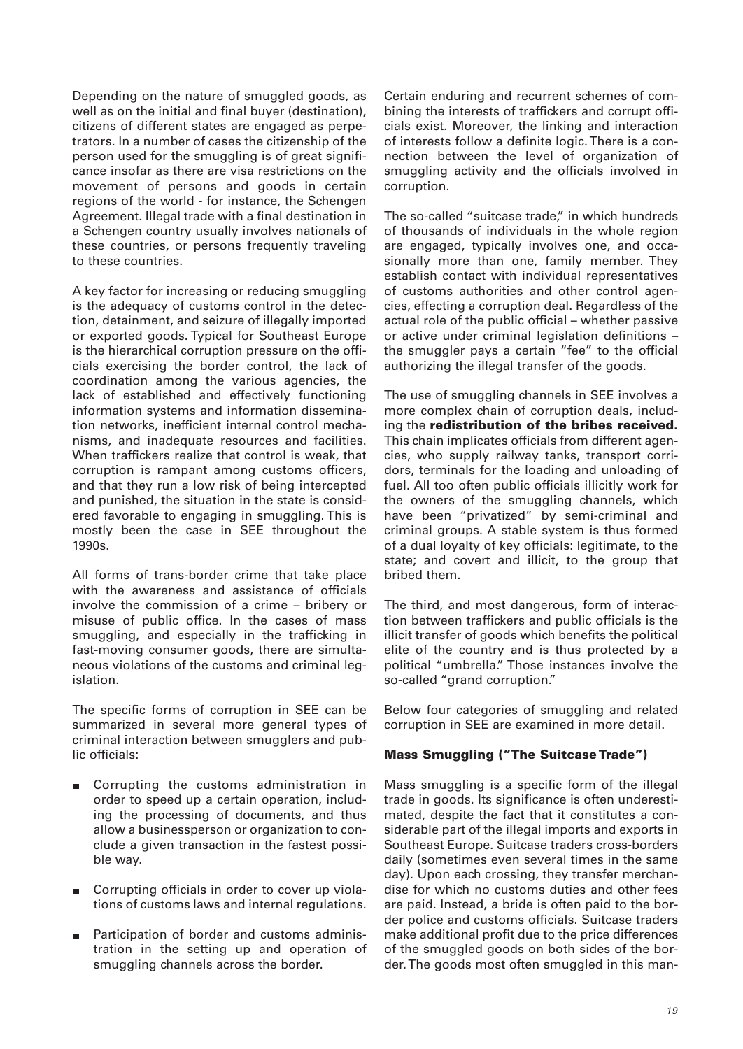Depending on the nature of smuggled goods, as well as on the initial and final buyer (destination), citizens of different states are engaged as perpetrators. In a number of cases the citizenship of the person used for the smuggling is of great significance insofar as there are visa restrictions on the movement of persons and goods in certain regions of the world - for instance, the Schengen Agreement. Illegal trade with a final destination in a Schengen country usually involves nationals of these countries, or persons frequently traveling to these countries.

A key factor for increasing or reducing smuggling is the adequacy of customs control in the detection, detainment, and seizure of illegally imported or exported goods. Typical for Southeast Europe is the hierarchical corruption pressure on the officials exercising the border control, the lack of coordination among the various agencies, the lack of established and effectively functioning information systems and information dissemination networks, inefficient internal control mechanisms, and inadequate resources and facilities. When traffickers realize that control is weak, that corruption is rampant among customs officers, and that they run a low risk of being intercepted and punished, the situation in the state is considered favorable to engaging in smuggling. This is mostly been the case in SEE throughout the 1990s.

All forms of trans-border crime that take place with the awareness and assistance of officials involve the commission of a crime – bribery or misuse of public office. In the cases of mass smuggling, and especially in the trafficking in fast-moving consumer goods, there are simultaneous violations of the customs and criminal legislation.

The specific forms of corruption in SEE can be summarized in several more general types of criminal interaction between smugglers and public officials:

- Corrupting the customs administration in order to speed up a certain operation, including the processing of documents, and thus allow a businessperson or organization to conclude a given transaction in the fastest possible way.
- Corrupting officials in order to cover up violations of customs laws and internal regulations.
- Participation of border and customs administration in the setting up and operation of smuggling channels across the border.

Certain enduring and recurrent schemes of combining the interests of traffickers and corrupt officials exist. Moreover, the linking and interaction of interests follow a definite logic. There is a connection between the level of organization of smuggling activity and the officials involved in corruption.

The so-called "suitcase trade," in which hundreds of thousands of individuals in the whole region are engaged, typically involves one, and occasionally more than one, family member. They establish contact with individual representatives of customs authorities and other control agencies, effecting a corruption deal. Regardless of the actual role of the public official – whether passive or active under criminal legislation definitions – the smuggler pays a certain "fee" to the official authorizing the illegal transfer of the goods.

The use of smuggling channels in SEE involves a more complex chain of corruption deals, including the **redistribution of the bribes received.** This chain implicates officials from different agencies, who supply railway tanks, transport corridors, terminals for the loading and unloading of fuel. All too often public officials illicitly work for the owners of the smuggling channels, which have been "privatized" by semi-criminal and criminal groups. A stable system is thus formed of a dual loyalty of key officials: legitimate, to the state; and covert and illicit, to the group that bribed them.

The third, and most dangerous, form of interaction between traffickers and public officials is the illicit transfer of goods which benefits the political elite of the country and is thus protected by a political "umbrella." Those instances involve the so-called "grand corruption."

Below four categories of smuggling and related corruption in SEE are examined in more detail.

### Mass Smuggling ("The Suitcase Trade")

Mass smuggling is a specific form of the illegal trade in goods. Its significance is often underestimated, despite the fact that it constitutes a considerable part of the illegal imports and exports in Southeast Europe. Suitcase traders cross-borders daily (sometimes even several times in the same day). Upon each crossing, they transfer merchandise for which no customs duties and other fees are paid. Instead, a bride is often paid to the border police and customs officials. Suitcase traders make additional profit due to the price differences of the smuggled goods on both sides of the border. The goods most often smuggled in this man-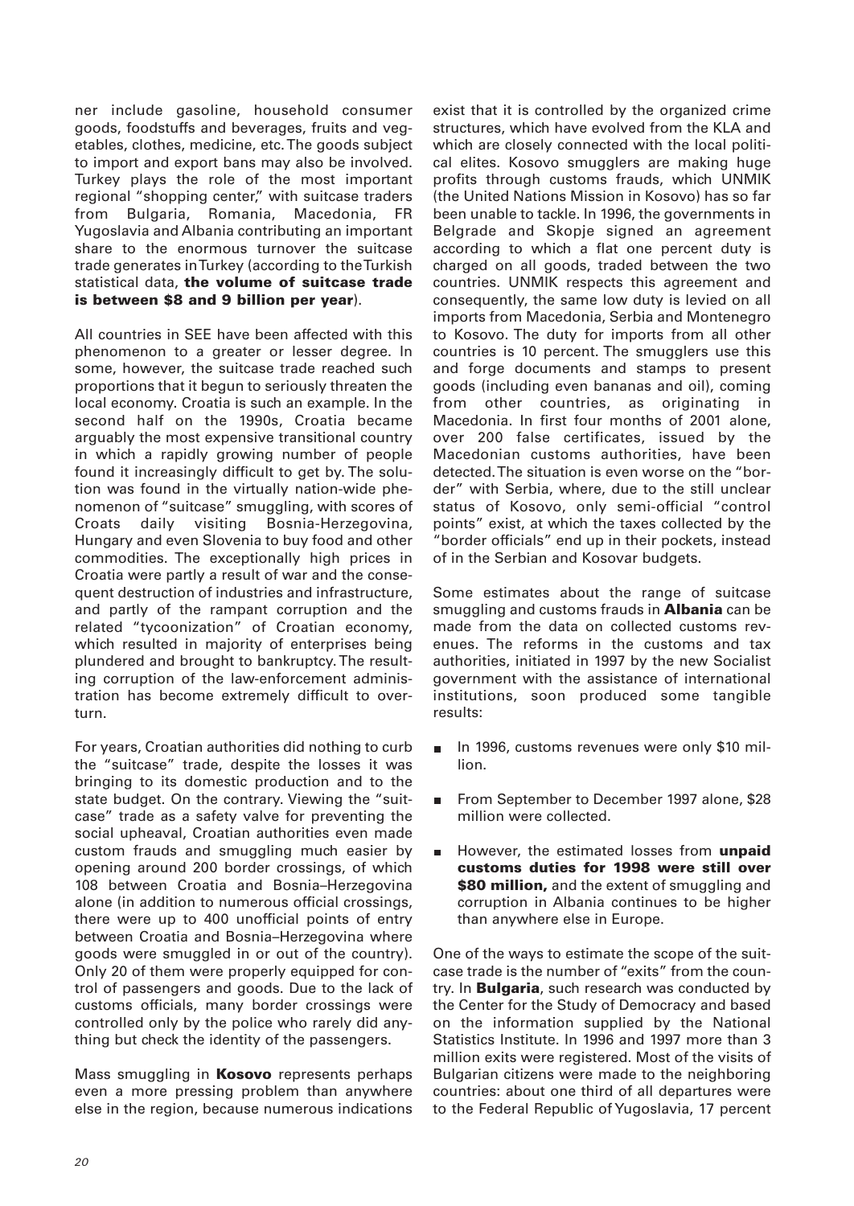ner include gasoline, household consumer goods, foodstuffs and beverages, fruits and vegetables, clothes, medicine, etc. The goods subject to import and export bans may also be involved. Turkey plays the role of the most important regional "shopping center," with suitcase traders from Bulgaria, Romania, Macedonia, FR Yugoslavia and Albania contributing an important share to the enormous turnover the suitcase trade generates in Turkey (according to the Turkish statistical data, **the volume of suitcase trade is between $8 and 9 billion per year**).

All countries in SEE have been affected with this phenomenon to a greater or lesser degree. In some, however, the suitcase trade reached such proportions that it begun to seriously threaten the local economy. Croatia is such an example. In the second half on the 1990s, Croatia became arguably the most expensive transitional country in which a rapidly growing number of people found it increasingly difficult to get by. The solution was found in the virtually nation-wide phenomenon of "suitcase" smuggling, with scores of Croats daily visiting Bosnia-Herzegovina, Hungary and even Slovenia to buy food and other commodities. The exceptionally high prices in Croatia were partly a result of war and the consequent destruction of industries and infrastructure, and partly of the rampant corruption and the related "tycoonization" of Croatian economy, which resulted in majority of enterprises being plundered and brought to bankruptcy. The resulting corruption of the law-enforcement administration has become extremely difficult to overturn.

For years, Croatian authorities did nothing to curb the "suitcase" trade, despite the losses it was bringing to its domestic production and to the state budget. On the contrary. Viewing the "suitcase" trade as a safety valve for preventing the social upheaval, Croatian authorities even made custom frauds and smuggling much easier by opening around 200 border crossings, of which 108 between Croatia and Bosnia–Herzegovina alone (in addition to numerous official crossings, there were up to 400 unofficial points of entry between Croatia and Bosnia–Herzegovina where goods were smuggled in or out of the country). Only 20 of them were properly equipped for control of passengers and goods. Due to the lack of customs officials, many border crossings were controlled only by the police who rarely did anything but check the identity of the passengers.

Mass smuggling in **Kosovo** represents perhaps even a more pressing problem than anywhere else in the region, because numerous indications exist that it is controlled by the organized crime structures, which have evolved from the KLA and which are closely connected with the local political elites. Kosovo smugglers are making huge profits through customs frauds, which UNMIK (the United Nations Mission in Kosovo) has so far been unable to tackle. In 1996, the governments in Belgrade and Skopje signed an agreement according to which a flat one percent duty is charged on all goods, traded between the two countries. UNMIK respects this agreement and consequently, the same low duty is levied on all imports from Macedonia, Serbia and Montenegro to Kosovo. The duty for imports from all other countries is 10 percent. The smugglers use this and forge documents and stamps to present goods (including even bananas and oil), coming from other countries, as originating in Macedonia. In first four months of 2001 alone, over 200 false certificates, issued by the Macedonian customs authorities, have been detected. The situation is even worse on the "border" with Serbia, where, due to the still unclear status of Kosovo, only semi-official "control points" exist, at which the taxes collected by the "border officials" end up in their pockets, instead of in the Serbian and Kosovar budgets.

Some estimates about the range of suitcase smuggling and customs frauds in **Albania** can be made from the data on collected customs revenues. The reforms in the customs and tax authorities, initiated in 1997 by the new Socialist government with the assistance of international institutions, soon produced some tangible results:

- In 1996, customs revenues were only $10 million.
- From September to December 1997 alone, $28 million were collected.
- However, the estimated losses from **unpaid customs duties for 1998 were still over $80 million,** and the extent of smuggling and corruption in Albania continues to be higher than anywhere else in Europe.

One of the ways to estimate the scope of the suitcase trade is the number of "exits" from the country. In **Bulgaria**, such research was conducted by the Center for the Study of Democracy and based on the information supplied by the National Statistics Institute. In 1996 and 1997 more than 3 million exits were registered. Most of the visits of Bulgarian citizens were made to the neighboring countries: about one third of all departures were to the Federal Republic of Yugoslavia, 17 percent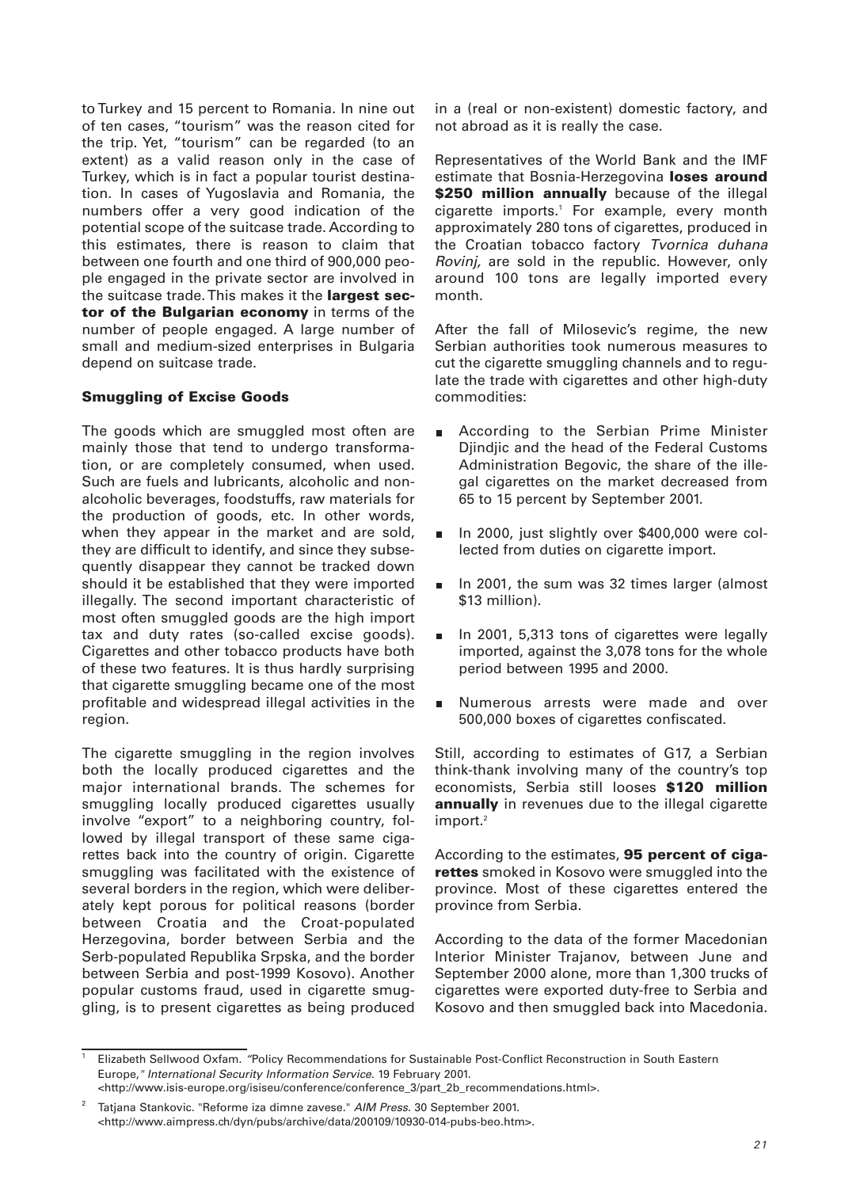to Turkey and 15 percent to Romania. In nine out of ten cases, "tourism" was the reason cited for the trip. Yet, "tourism" can be regarded (to an extent) as a valid reason only in the case of Turkey, which is in fact a popular tourist destination. In cases of Yugoslavia and Romania, the numbers offer a very good indication of the potential scope of the suitcase trade. According to this estimates, there is reason to claim that between one fourth and one third of 900,000 people engaged in the private sector are involved in the suitcase trade. This makes it the **largest sector of the Bulgarian economy** in terms of the number of people engaged. A large number of small and medium-sized enterprises in Bulgaria depend on suitcase trade.

### Smuggling of Excise Goods

The goods which are smuggled most often are mainly those that tend to undergo transformation, or are completely consumed, when used. Such are fuels and lubricants, alcoholic and non-alcoholic beverages, foodstuffs, raw materials for the production of goods, etc. In other words, when they appear in the market and are sold, they are difficult to identify, and since they subsequently disappear they cannot be tracked down should it be established that they were imported illegally. The second important characteristic of most often smuggled goods are the high import tax and duty rates (so-called excise goods). Cigarettes and other tobacco products have both of these two features. It is thus hardly surprising that cigarette smuggling became one of the most profitable and widespread illegal activities in the region.

The cigarette smuggling in the region involves both the locally produced cigarettes and the major international brands. The schemes for smuggling locally produced cigarettes usually involve "export" to a neighboring country, followed by illegal transport of these same cigarettes back into the country of origin. Cigarette smuggling was facilitated with the existence of several borders in the region, which were deliberately kept porous for political reasons (border between Croatia and the Croat-populated Herzegovina, border between Serbia and the Serb-populated Republika Srpska, and the border between Serbia and post-1999 Kosovo). Another popular customs fraud, used in cigarette smuggling, is to present cigarettes as being produced in a (real or non-existent) domestic factory, and not abroad as it is really the case.

Representatives of the World Bank and the IMF estimate that Bosnia-Herzegovina **loses around $250 million annually** because of the illegal cigarette imports.[1] For example, every month approximately 280 tons of cigarettes, produced in the Croatian tobacco factory *Tvornica duhana Rovinj,* are sold in the republic. However, only around 100 tons are legally imported every month.

After the fall of Milosevic's regime, the new Serbian authorities took numerous measures to cut the cigarette smuggling channels and to regulate the trade with cigarettes and other high-duty commodities:

- According to the Serbian Prime Minister Djindjic and the head of the Federal Customs Administration Begovic, the share of the illegal cigarettes on the market decreased from 65 to 15 percent by September 2001.
- In 2000, just slightly over $400,000 were collected from duties on cigarette import.
- In 2001, the sum was 32 times larger (almost $13 million).
- In 2001, 5,313 tons of cigarettes were legally imported, against the 3,078 tons for the whole period between 1995 and 2000.
- Numerous arrests were made and over 500,000 boxes of cigarettes confiscated.

Still, according to estimates of G17, a Serbian think-thank involving many of the country's top economists, Serbia still looses **$120 million annually** in revenues due to the illegal cigarette import.[2]

According to the estimates, **95 percent of cigarettes** smoked in Kosovo were smuggled into the province. Most of these cigarettes entered the province from Serbia.

According to the data of the former Macedonian Interior Minister Trajanov, between June and September 2000 alone, more than 1,300 trucks of cigarettes were exported duty-free to Serbia and Kosovo and then smuggled back into Macedonia.

---

[1] Elizabeth Sellwood Oxfam. *"*Policy Recommendations for Sustainable Post-Conflict Reconstruction in South Eastern Europe,*" International Security Information Service.* 19 February 2001. <http://www.isis-europe.org/isiseu/conference/conference_3/part_2b_recommendations.html>.

[2] Tatjana Stankovic. "Reforme iza dimne zavese." *AIM Press.* 30 September 2001. <http://www.aimpress.ch/dyn/pubs/archive/data/200109/10930-014-pubs-beo.htm>.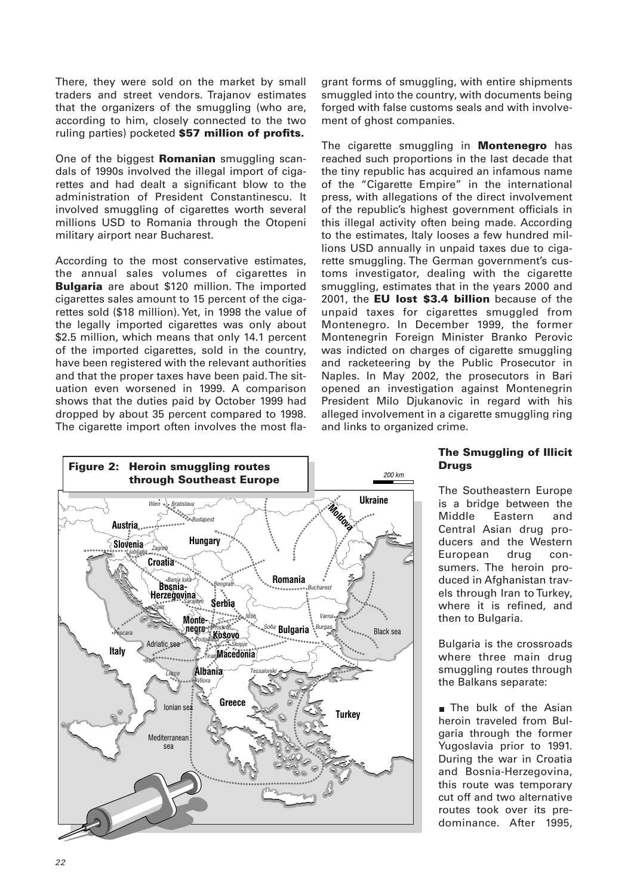There, they were sold on the market by small traders and street vendors. Trajanov estimates that the organizers of the smuggling (who are, according to him, closely connected to the two ruling parties) pocketed **$57 million of profits.**

One of the biggest **Romanian** smuggling scandals of 1990s involved the illegal import of cigarettes and had dealt a significant blow to the administration of President Constantinescu. It involved smuggling of cigarettes worth several millions USD to Romania through the Otopeni military airport near Bucharest.

According to the most conservative estimates, the annual sales volumes of cigarettes in **Bulgaria** are about $120 million. The imported cigarettes sales amount to 15 percent of the cigarettes sold ($18 million). Yet, in 1998 the value of the legally imported cigarettes was only about $2.5 million, which means that only 14.1 percent of the imported cigarettes, sold in the country, have been registered with the relevant authorities and that the proper taxes have been paid. The situation even worsened in 1999. A comparison shows that the duties paid by October 1999 had dropped by about 35 percent compared to 1998. The cigarette import often involves the most flagrant forms of smuggling, with entire shipments smuggled into the country, with documents being forged with false customs seals and with involvement of ghost companies.

The cigarette smuggling in **Montenegro** has reached such proportions in the last decade that the tiny republic has acquired an infamous name of the "Cigarette Empire" in the international press, with allegations of the direct involvement of the republic's highest government officials in this illegal activity often being made. According to the estimates, Italy looses a few hundred millions USD annually in unpaid taxes due to cigarette smuggling. The German government's customs investigator, dealing with the cigarette smuggling, estimates that in the years 2000 and 2001, the **EU lost $3.4 billion** because of the unpaid taxes for cigarettes smuggled from Montenegro. In December 1999, the former Montenegrin Foreign Minister Branko Perovic was indicted on charges of cigarette smuggling and racketeering by the Public Prosecutor in Naples. In May 2002, the prosecutors in Bari opened an investigation against Montenegrin President Milo Djukanovic in regard with his alleged involvement in a cigarette smuggling ring and links to organized crime.

**Figure 2: Heroin smuggling routes through Southeast Europe**

### The Smuggling of Illicit Drugs

The Southeastern Europe is a bridge between the Middle Eastern and Central Asian drug producers and the Western European drug consumers. The heroin produced in Afghanistan travels through Iran to Turkey, where it is refined, and then to Bulgaria.

Bulgaria is the crossroads where three main drug smuggling routes through the Balkans separate:

- The bulk of the Asian heroin traveled from Bulgaria through the former Yugoslavia prior to 1991. During the war in Croatia and Bosnia-Herzegovina, this route was temporary cut off and two alternative routes took over its predominance. After 1995,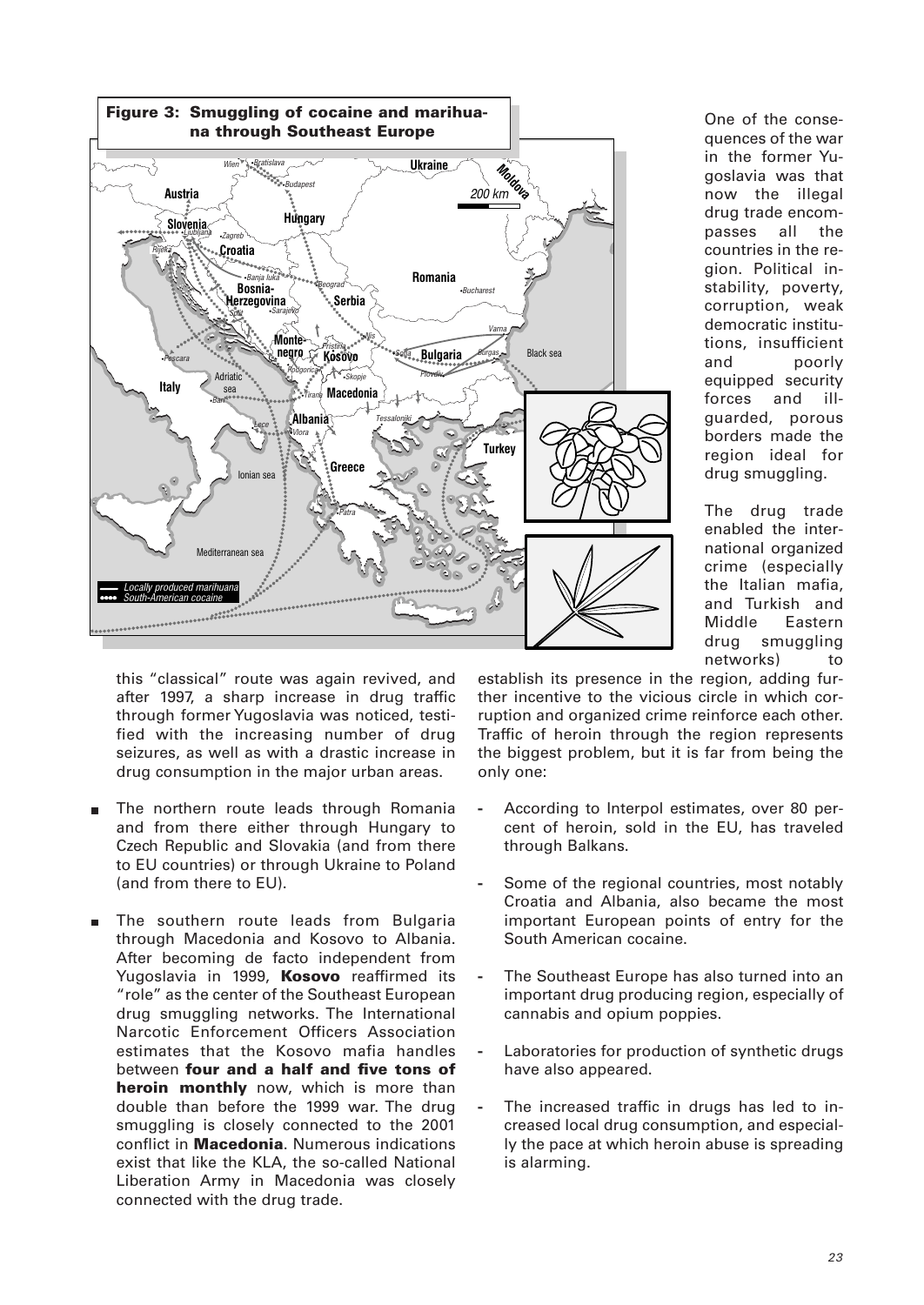**Figure 3: Smuggling of cocaine and marihuana through Southeast Europe**

One of the consequences of the war in the former Yugoslavia was that now the illegal drug trade encompasses all the countries in the region. Political instability, poverty, corruption, weak democratic institutions, insufficient and poorly equipped security forces and ill-guarded, porous borders made the region ideal for drug smuggling.

The drug trade enabled the international organized crime (especially the Italian mafia, and Turkish and Middle Eastern drug smuggling networks) to establish its presence in the region, adding further incentive to the vicious circle in which corruption and organized crime reinforce each other. Traffic of heroin through the region represents the biggest problem, but it is far from being the only one:

- According to Interpol estimates, over 80 percent of heroin, sold in the EU, has traveled through Balkans.
- Some of the regional countries, most notably Croatia and Albania, also became the most important European points of entry for the South American cocaine.
- The Southeast Europe has also turned into an important drug producing region, especially of cannabis and opium poppies.
- Laboratories for production of synthetic drugs have also appeared.
- The increased traffic in drugs has led to increased local drug consumption, and especially the pace at which heroin abuse is spreading is alarming.

this "classical" route was again revived, and after 1997, a sharp increase in drug traffic through former Yugoslavia was noticed, testified with the increasing number of drug seizures, as well as with a drastic increase in drug consumption in the major urban areas.

- The northern route leads through Romania and from there either through Hungary to Czech Republic and Slovakia (and from there to EU countries) or through Ukraine to Poland (and from there to EU).
- The southern route leads from Bulgaria through Macedonia and Kosovo to Albania. After becoming de facto independent from Yugoslavia in 1999, **Kosovo** reaffirmed its "role" as the center of the Southeast European drug smuggling networks. The International Narcotic Enforcement Officers Association estimates that the Kosovo mafia handles between **four and a half and five tons of heroin monthly** now, which is more than double than before the 1999 war. The drug smuggling is closely connected to the 2001 conflict in **Macedonia**. Numerous indications exist that like the KLA, the so-called National Liberation Army in Macedonia was closely connected with the drug trade.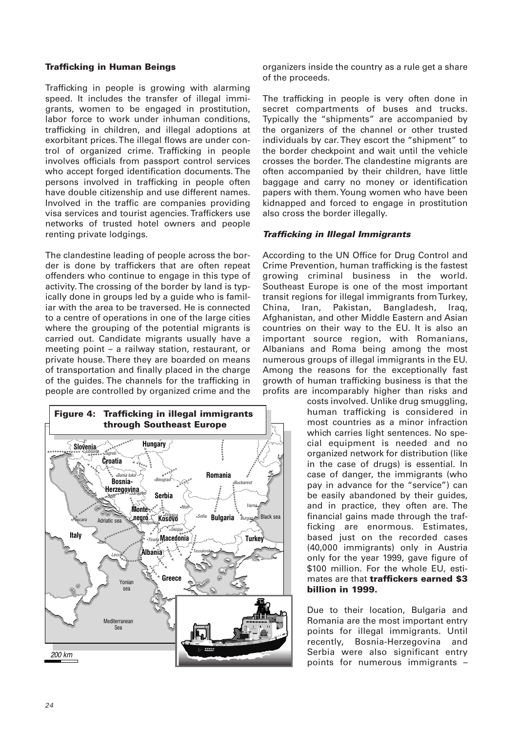### Trafficking in Human Beings

Trafficking in people is growing with alarming speed. It includes the transfer of illegal immigrants, women to be engaged in prostitution, labor force to work under inhuman conditions, trafficking in children, and illegal adoptions at exorbitant prices. The illegal flows are under control of organized crime. Trafficking in people involves officials from passport control services who accept forged identification documents. The persons involved in trafficking in people often have double citizenship and use different names. Involved in the traffic are companies providing visa services and tourist agencies. Traffickers use networks of trusted hotel owners and people renting private lodgings.

The clandestine leading of people across the border is done by traffickers that are often repeat offenders who continue to engage in this type of activity. The crossing of the border by land is typically done in groups led by a guide who is familiar with the area to be traversed. He is connected to a centre of operations in one of the large cities where the grouping of the potential migrants is carried out. Candidate migrants usually have a meeting point – a railway station, restaurant, or private house. There they are boarded on means of transportation and finally placed in the charge of the guides. The channels for the trafficking in people are controlled by organized crime and the organizers inside the country as a rule get a share of the proceeds.

The trafficking in people is very often done in secret compartments of buses and trucks. Typically the "shipments" are accompanied by the organizers of the channel or other trusted individuals by car. They escort the "shipment" to the border checkpoint and wait until the vehicle crosses the border. The clandestine migrants are often accompanied by their children, have little baggage and carry no money or identification papers with them. Young women who have been kidnapped and forced to engage in prostitution also cross the border illegally.

#### *Trafficking in Illegal Immigrants*

According to the UN Office for Drug Control and Crime Prevention, human trafficking is the fastest growing criminal business in the world. Southeast Europe is one of the most important transit regions for illegal immigrants from Turkey, China, Iran, Pakistan, Bangladesh, Iraq, Afghanistan, and other Middle Eastern and Asian countries on their way to the EU. It is also an important source region, with Romanians, Albanians and Roma being among the most numerous groups of illegal immigrants in the EU. Among the reasons for the exceptionally fast growth of human trafficking business is that the profits are incomparably higher than risks and costs involved. Unlike drug smuggling, human trafficking is considered in most countries as a minor infraction which carries light sentences. No special equipment is needed and no organized network for distribution (like in the case of drugs) is essential. In case of danger, the immigrants (who pay in advance for the "service") can be easily abandoned by their guides, and in practice, they often are. The financial gains made through the trafficking are enormous. Estimates, based just on the recorded cases (40,000 immigrants) only in Austria only for the year 1999, gave figure of $100 million. For the whole EU, estimates are that **traffickers earned $3 billion in 1999.**

Due to their location, Bulgaria and Romania are the most important entry points for illegal immigrants. Until recently, Bosnia-Herzegovina and Serbia were also significant entry points for numerous immigrants –

**Figure 4: Trafficking in illegal immigrants through Southeast Europe**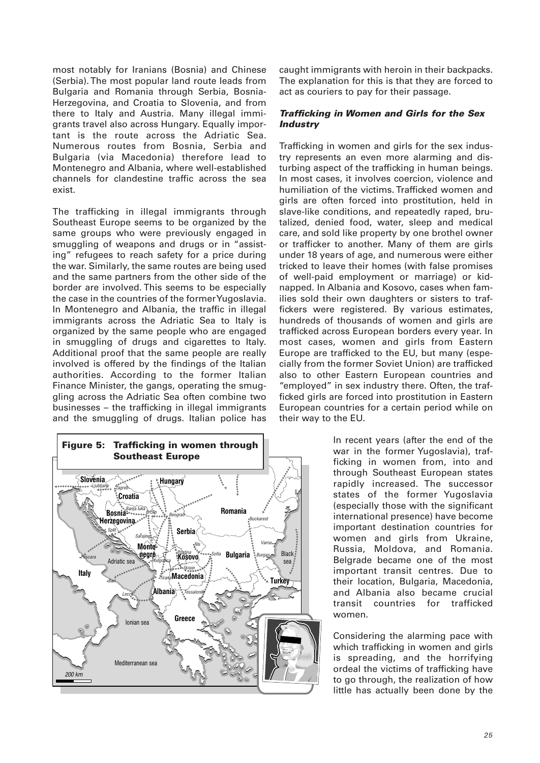most notably for Iranians (Bosnia) and Chinese (Serbia). The most popular land route leads from Bulgaria and Romania through Serbia, Bosnia-Herzegovina, and Croatia to Slovenia, and from there to Italy and Austria. Many illegal immigrants travel also across Hungary. Equally important is the route across the Adriatic Sea. Numerous routes from Bosnia, Serbia and Bulgaria (via Macedonia) therefore lead to Montenegro and Albania, where well-established channels for clandestine traffic across the sea exist.

The trafficking in illegal immigrants through Southeast Europe seems to be organized by the same groups who were previously engaged in smuggling of weapons and drugs or in "assisting" refugees to reach safety for a price during the war. Similarly, the same routes are being used and the same partners from the other side of the border are involved. This seems to be especially the case in the countries of the former Yugoslavia. In Montenegro and Albania, the traffic in illegal immigrants across the Adriatic Sea to Italy is organized by the same people who are engaged in smuggling of drugs and cigarettes to Italy. Additional proof that the same people are really involved is offered by the findings of the Italian authorities. According to the former Italian Finance Minister, the gangs, operating the smuggling across the Adriatic Sea often combine two businesses – the trafficking in illegal immigrants and the smuggling of drugs. Italian police has caught immigrants with heroin in their backpacks. The explanation for this is that they are forced to act as couriers to pay for their passage.

### *Trafficking in Women and Girls for the Sex Industry*

Trafficking in women and girls for the sex industry represents an even more alarming and disturbing aspect of the trafficking in human beings. In most cases, it involves coercion, violence and humiliation of the victims. Trafficked women and girls are often forced into prostitution, held in slave-like conditions, and repeatedly raped, brutalized, denied food, water, sleep and medical care, and sold like property by one brothel owner or trafficker to another. Many of them are girls under 18 years of age, and numerous were either tricked to leave their homes (with false promises of well-paid employment or marriage) or kidnapped. In Albania and Kosovo, cases when families sold their own daughters or sisters to traffickers were registered. By various estimates, hundreds of thousands of women and girls are trafficked across European borders every year. In most cases, women and girls from Eastern Europe are trafficked to the EU, but many (especially from the former Soviet Union) are trafficked also to other Eastern European countries and "employed" in sex industry there. Often, the trafficked girls are forced into prostitution in Eastern European countries for a certain period while on their way to the EU.

**Figure 5: Trafficking in women through Southeast Europe**

In recent years (after the end of the war in the former Yugoslavia), trafficking in women from, into and through Southeast European states rapidly increased. The successor states of the former Yugoslavia (especially those with the significant international presence) have become important destination countries for women and girls from Ukraine, Russia, Moldova, and Romania. Belgrade became one of the most important transit centres. Due to their location, Bulgaria, Macedonia, and Albania also became crucial transit countries for trafficked women.

Considering the alarming pace with which trafficking in women and girls is spreading, and the horrifying ordeal the victims of trafficking have to go through, the realization of how little has actually been done by the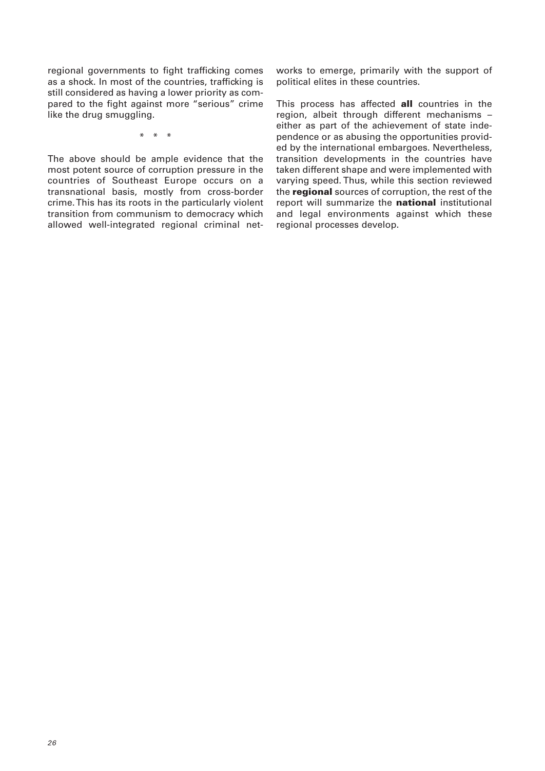regional governments to fight trafficking comes as a shock. In most of the countries, trafficking is still considered as having a lower priority as compared to the fight against more "serious" crime like the drug smuggling.

\* \* \*

The above should be ample evidence that the most potent source of corruption pressure in the countries of Southeast Europe occurs on a transnational basis, mostly from cross-border crime. This has its roots in the particularly violent transition from communism to democracy which allowed well-integrated regional criminal networks to emerge, primarily with the support of political elites in these countries.

This process has affected **all** countries in the region, albeit through different mechanisms – either as part of the achievement of state independence or as abusing the opportunities provided by the international embargoes. Nevertheless, transition developments in the countries have taken different shape and were implemented with varying speed. Thus, while this section reviewed the **regional** sources of corruption, the rest of the report will summarize the **national** institutional and legal environments against which these regional processes develop.